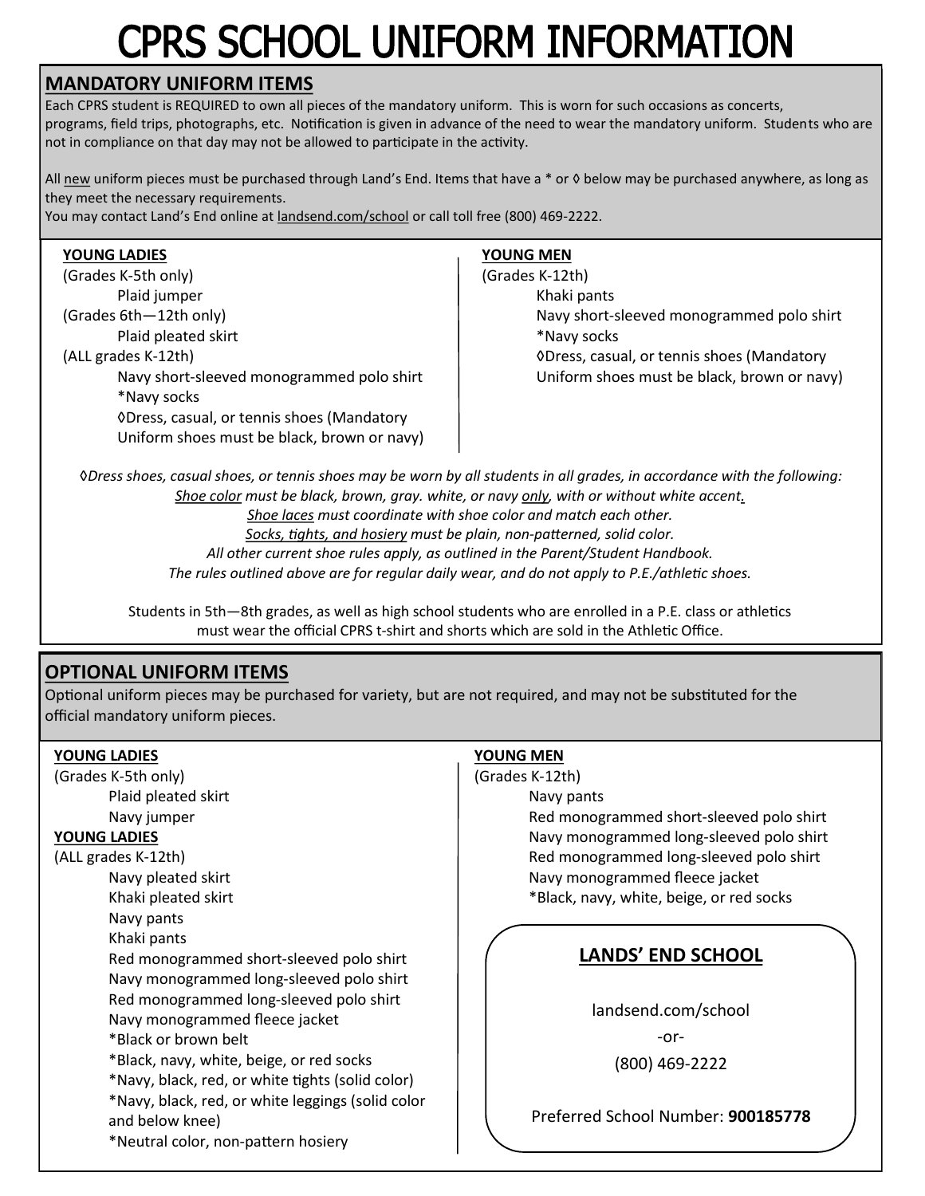# CPRS SCHOOL UNIFORM INFORMATION

## MANDATORY UNIFORM ITEMS

Each CPRS student is REQUIRED to own all pieces of the mandatory uniform. This is worn for such occasions as concerts, programs, field trips, photographs, etc. Notification is given in advance of the need to wear the mandatory uniform. Students who are not in compliance on that day may not be allowed to participate in the activity.

All new uniform pieces must be purchased through Land's End. Items that have a * or ◊ below may be purchased anywhere, as long as they meet the necessary requirements.
You may contact Land's End online at landsend.com/school or call toll free (800) 469-2222.

**YOUNG LADIES**

(Grades K-5th only)
- Plaid jumper

(Grades 6th—12th only)
- Plaid pleated skirt

(ALL grades K-12th)
- Navy short-sleeved monogrammed polo shirt
- *Navy socks
- ◊Dress, casual, or tennis shoes (Mandatory Uniform shoes must be black, brown or navy)

**YOUNG MEN**

(Grades K-12th)
- Khaki pants
- Navy short-sleeved monogrammed polo shirt
- *Navy socks
- ◊Dress, casual, or tennis shoes (Mandatory Uniform shoes must be black, brown or navy)

*◊Dress shoes, casual shoes, or tennis shoes may be worn by all students in all grades, in accordance with the following:*
*Shoe color must be black, brown, gray. white, or navy only, with or without white accent.*
*Shoe laces must coordinate with shoe color and match each other.*
*Socks, tights, and hosiery must be plain, non-patterned, solid color.*
*All other current shoe rules apply, as outlined in the Parent/Student Handbook.*
*The rules outlined above are for regular daily wear, and do not apply to P.E./athletic shoes.*

Students in 5th—8th grades, as well as high school students who are enrolled in a P.E. class or athletics must wear the official CPRS t-shirt and shorts which are sold in the Athletic Office.

## OPTIONAL UNIFORM ITEMS

Optional uniform pieces may be purchased for variety, but are not required, and may not be substituted for the official mandatory uniform pieces.

**YOUNG LADIES**

(Grades K-5th only)
- Plaid pleated skirt
- Navy jumper

**YOUNG LADIES**

(ALL grades K-12th)
- Navy pleated skirt
- Khaki pleated skirt
- Navy pants
- Khaki pants
- Red monogrammed short-sleeved polo shirt
- Navy monogrammed long-sleeved polo shirt
- Red monogrammed long-sleeved polo shirt
- Navy monogrammed fleece jacket
- *Black or brown belt
- *Black, navy, white, beige, or red socks
- *Navy, black, red, or white tights (solid color)
- *Navy, black, red, or white leggings (solid color and below knee)
- *Neutral color, non-pattern hosiery

**YOUNG MEN**

(Grades K-12th)
- Navy pants
- Red monogrammed short-sleeved polo shirt
- Navy monogrammed long-sleeved polo shirt
- Red monogrammed long-sleeved polo shirt
- Navy monogrammed fleece jacket
- *Black, navy, white, beige, or red socks

**LANDS' END SCHOOL**

landsend.com/school
-or-
(800) 469-2222

Preferred School Number: **900185778**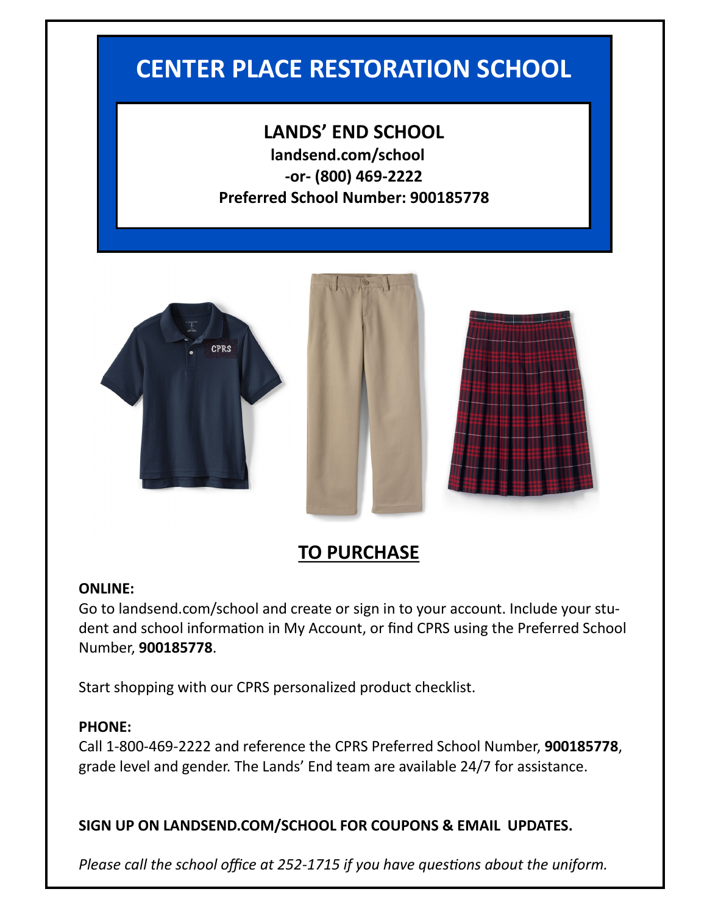# CENTER PLACE RESTORATION SCHOOL

**LANDS' END SCHOOL**
**landsend.com/school**
**-or- (800) 469-2222**
**Preferred School Number: 900185778**

## TO PURCHASE

**ONLINE:**
Go to landsend.com/school and create or sign in to your account. Include your student and school information in My Account, or find CPRS using the Preferred School Number, **900185778**.

Start shopping with our CPRS personalized product checklist.

**PHONE:**
Call 1-800-469-2222 and reference the CPRS Preferred School Number, **900185778**, grade level and gender. The Lands' End team are available 24/7 for assistance.

**SIGN UP ON LANDSEND.COM/SCHOOL FOR COUPONS & EMAIL UPDATES.**

*Please call the school office at 252-1715 if you have questions about the uniform.*